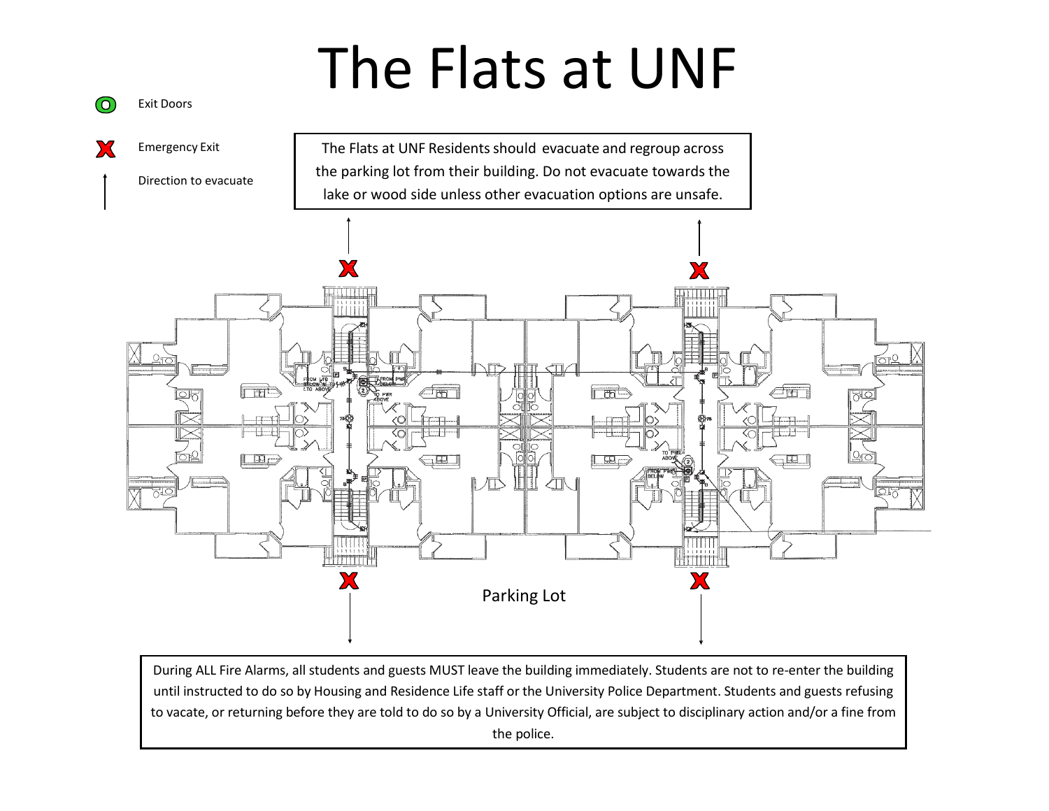# The Flats at UNF

Exit Doors

Emergency Exit

Direction to evacuate

The Flats at UNF Residents should evacuate and regroup across the parking lot from their building. Do not evacuate towards the lake or wood side unless other evacuation options are unsafe.

Parking Lot

During ALL Fire Alarms, all students and guests MUST leave the building immediately. Students are not to re-enter the building until instructed to do so by Housing and Residence Life staff or the University Police Department. Students and guests refusing to vacate, or returning before they are told to do so by a University Official, are subject to disciplinary action and/or a fine from the police.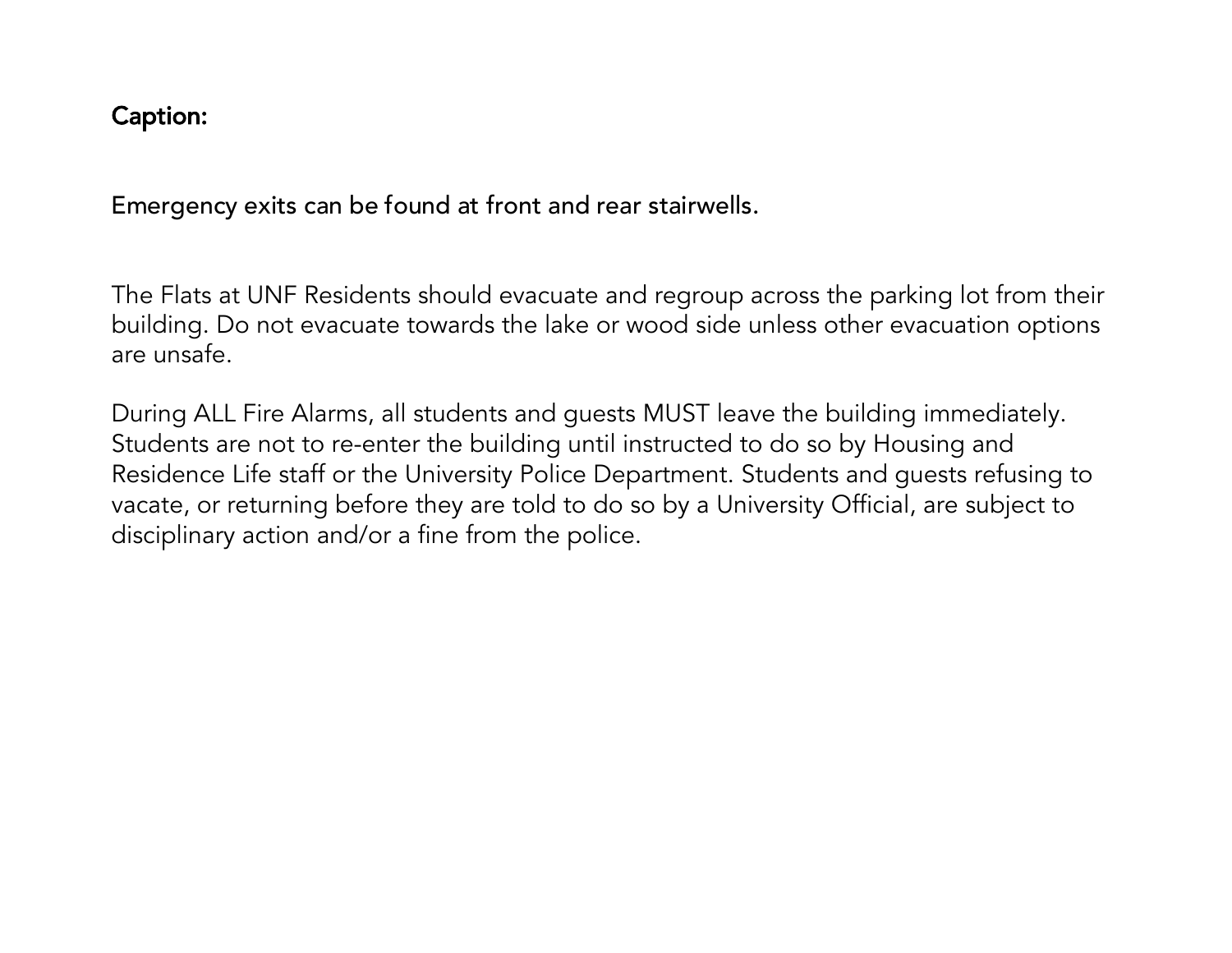**Caption:**

Emergency exits can be found at front and rear stairwells.

The Flats at UNF Residents should evacuate and regroup across the parking lot from their building. Do not evacuate towards the lake or wood side unless other evacuation options are unsafe.

During ALL Fire Alarms, all students and guests MUST leave the building immediately. Students are not to re-enter the building until instructed to do so by Housing and Residence Life staff or the University Police Department. Students and guests refusing to vacate, or returning before they are told to do so by a University Official, are subject to disciplinary action and/or a fine from the police.